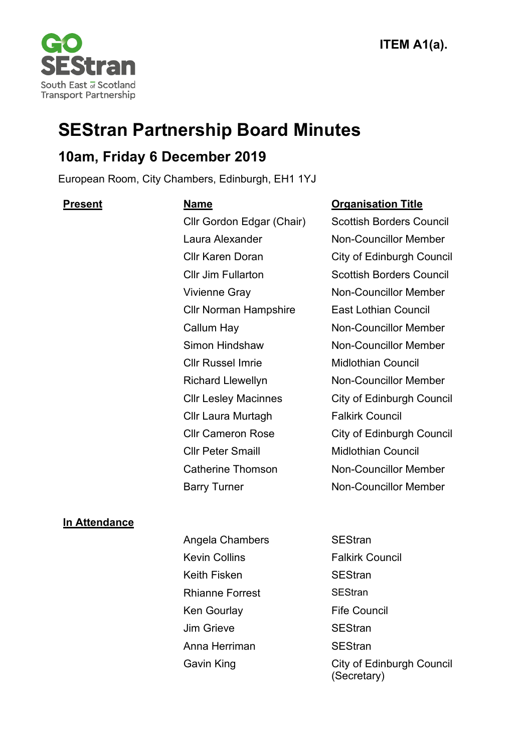**ITEM A1(a).**

GO SEStran
South East of Scotland Transport Partnership

# SEStran Partnership Board Minutes

## 10am, Friday 6 December 2019

European Room, City Chambers, Edinburgh, EH1 1YJ

| Present | Name | Organisation Title |
|---|---|---|
| | Cllr Gordon Edgar (Chair) | Scottish Borders Council |
| | Laura Alexander | Non-Councillor Member |
| | Cllr Karen Doran | City of Edinburgh Council |
| | Cllr Jim Fullarton | Scottish Borders Council |
| | Vivienne Gray | Non-Councillor Member |
| | Cllr Norman Hampshire | East Lothian Council |
| | Callum Hay | Non-Councillor Member |
| | Simon Hindshaw | Non-Councillor Member |
| | Cllr Russel Imrie | Midlothian Council |
| | Richard Llewellyn | Non-Councillor Member |
| | Cllr Lesley Macinnes | City of Edinburgh Council |
| | Cllr Laura Murtagh | Falkirk Council |
| | Cllr Cameron Rose | City of Edinburgh Council |
| | Cllr Peter Smaill | Midlothian Council |
| | Catherine Thomson | Non-Councillor Member |
| | Barry Turner | Non-Councillor Member |

| In Attendance | | |
|---|---|---|
| | Angela Chambers | SEStran |
| | Kevin Collins | Falkirk Council |
| | Keith Fisken | SEStran |
| | Rhianne Forrest | SEStran |
| | Ken Gourlay | Fife Council |
| | Jim Grieve | SEStran |
| | Anna Herriman | SEStran |
| | Gavin King | City of Edinburgh Council (Secretary) |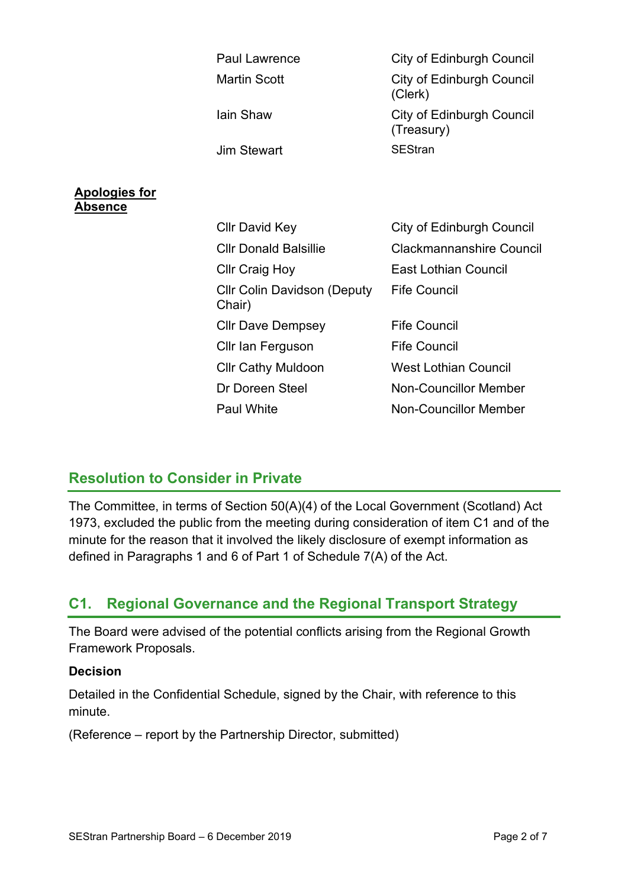| | |
|---|---|
| Paul Lawrence | City of Edinburgh Council |
| Martin Scott | City of Edinburgh Council (Clerk) |
| Iain Shaw | City of Edinburgh Council (Treasury) |
| Jim Stewart | SEStran |

**Apologies for Absence**

| | |
|---|---|
| Cllr David Key | City of Edinburgh Council |
| Cllr Donald Balsillie | Clackmannanshire Council |
| Cllr Craig Hoy | East Lothian Council |
| Cllr Colin Davidson (Deputy Chair) | Fife Council |
| Cllr Dave Dempsey | Fife Council |
| Cllr Ian Ferguson | Fife Council |
| Cllr Cathy Muldoon | West Lothian Council |
| Dr Doreen Steel | Non-Councillor Member |
| Paul White | Non-Councillor Member |

## Resolution to Consider in Private

The Committee, in terms of Section 50(A)(4) of the Local Government (Scotland) Act 1973, excluded the public from the meeting during consideration of item C1 and of the minute for the reason that it involved the likely disclosure of exempt information as defined in Paragraphs 1 and 6 of Part 1 of Schedule 7(A) of the Act.

## C1. Regional Governance and the Regional Transport Strategy

The Board were advised of the potential conflicts arising from the Regional Growth Framework Proposals.

**Decision**

Detailed in the Confidential Schedule, signed by the Chair, with reference to this minute.

(Reference – report by the Partnership Director, submitted)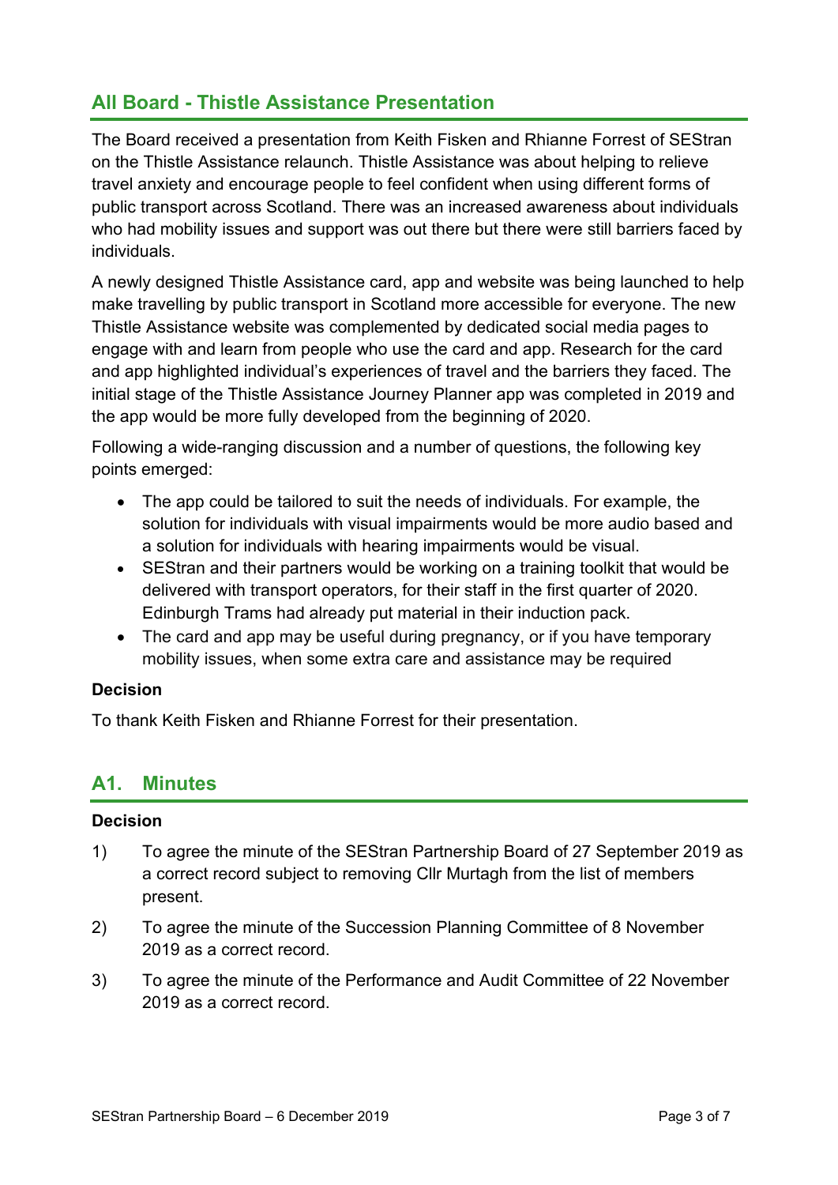## All Board - Thistle Assistance Presentation

The Board received a presentation from Keith Fisken and Rhianne Forrest of SEStran on the Thistle Assistance relaunch. Thistle Assistance was about helping to relieve travel anxiety and encourage people to feel confident when using different forms of public transport across Scotland. There was an increased awareness about individuals who had mobility issues and support was out there but there were still barriers faced by individuals.

A newly designed Thistle Assistance card, app and website was being launched to help make travelling by public transport in Scotland more accessible for everyone. The new Thistle Assistance website was complemented by dedicated social media pages to engage with and learn from people who use the card and app. Research for the card and app highlighted individual's experiences of travel and the barriers they faced. The initial stage of the Thistle Assistance Journey Planner app was completed in 2019 and the app would be more fully developed from the beginning of 2020.

Following a wide-ranging discussion and a number of questions, the following key points emerged:

- The app could be tailored to suit the needs of individuals. For example, the solution for individuals with visual impairments would be more audio based and a solution for individuals with hearing impairments would be visual.
- SEStran and their partners would be working on a training toolkit that would be delivered with transport operators, for their staff in the first quarter of 2020. Edinburgh Trams had already put material in their induction pack.
- The card and app may be useful during pregnancy, or if you have temporary mobility issues, when some extra care and assistance may be required

**Decision**

To thank Keith Fisken and Rhianne Forrest for their presentation.

## A1. Minutes

**Decision**

1) To agree the minute of the SEStran Partnership Board of 27 September 2019 as a correct record subject to removing Cllr Murtagh from the list of members present.

2) To agree the minute of the Succession Planning Committee of 8 November 2019 as a correct record.

3) To agree the minute of the Performance and Audit Committee of 22 November 2019 as a correct record.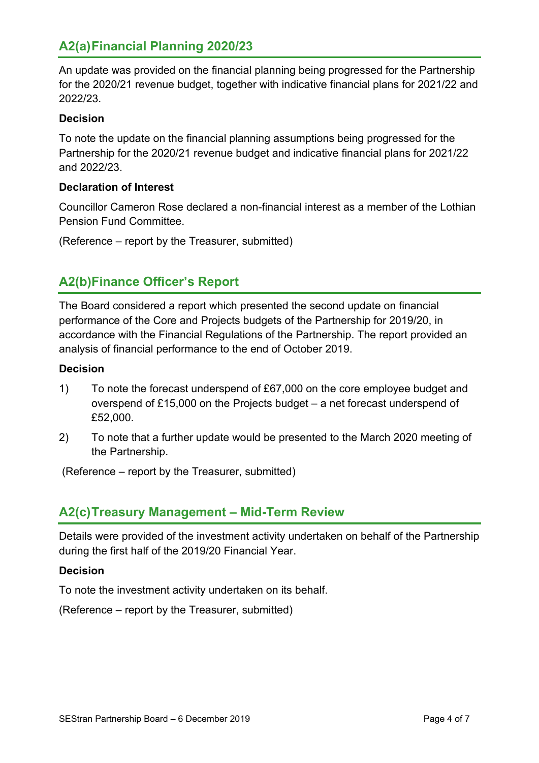## A2(a) Financial Planning 2020/23

An update was provided on the financial planning being progressed for the Partnership for the 2020/21 revenue budget, together with indicative financial plans for 2021/22 and 2022/23.

**Decision**

To note the update on the financial planning assumptions being progressed for the Partnership for the 2020/21 revenue budget and indicative financial plans for 2021/22 and 2022/23.

**Declaration of Interest**

Councillor Cameron Rose declared a non-financial interest as a member of the Lothian Pension Fund Committee.

(Reference – report by the Treasurer, submitted)

## A2(b) Finance Officer's Report

The Board considered a report which presented the second update on financial performance of the Core and Projects budgets of the Partnership for 2019/20, in accordance with the Financial Regulations of the Partnership. The report provided an analysis of financial performance to the end of October 2019.

**Decision**

1) To note the forecast underspend of £67,000 on the core employee budget and overspend of £15,000 on the Projects budget – a net forecast underspend of £52,000.

2) To note that a further update would be presented to the March 2020 meeting of the Partnership.

(Reference – report by the Treasurer, submitted)

## A2(c) Treasury Management – Mid-Term Review

Details were provided of the investment activity undertaken on behalf of the Partnership during the first half of the 2019/20 Financial Year.

**Decision**

To note the investment activity undertaken on its behalf.

(Reference – report by the Treasurer, submitted)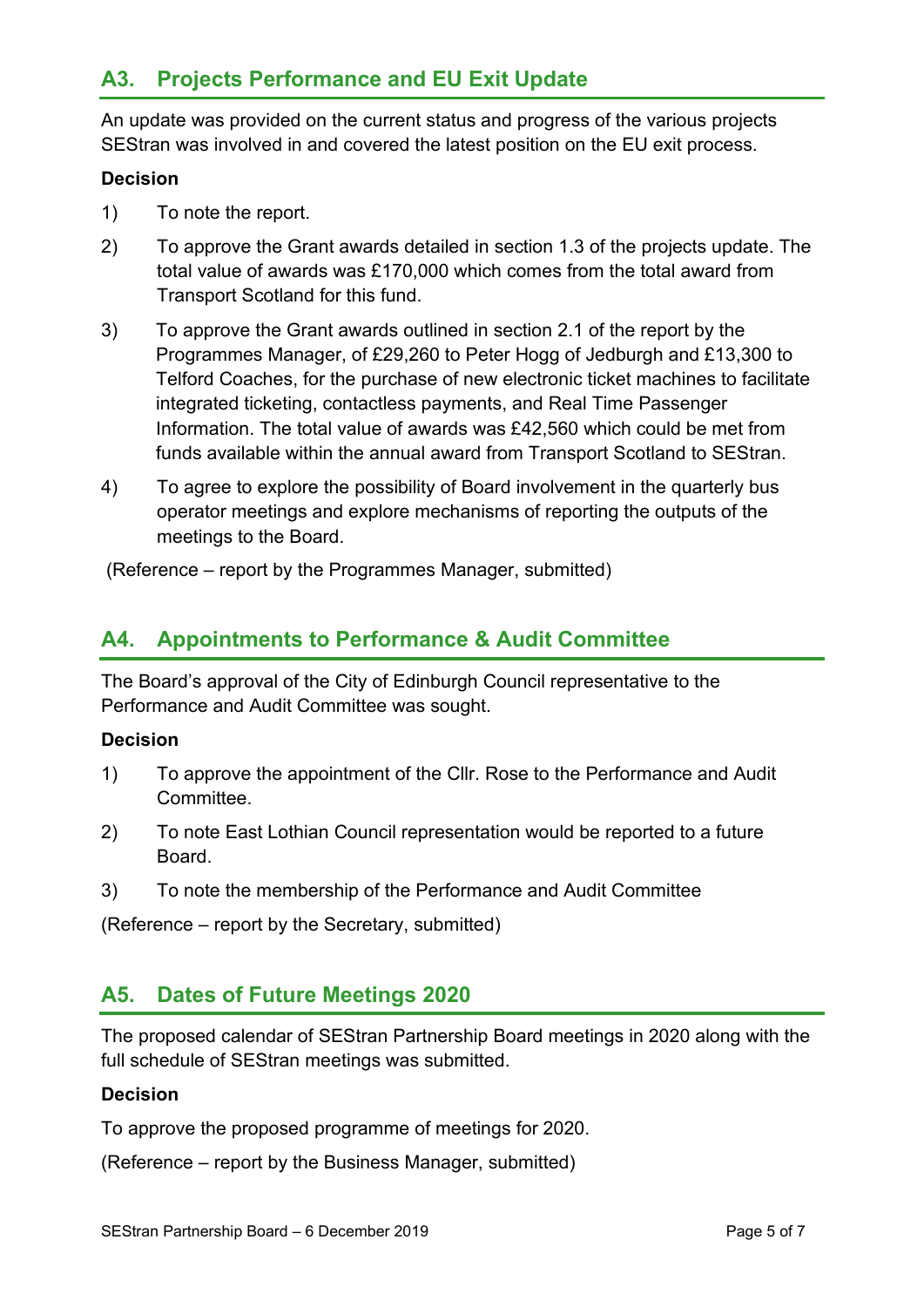## A3. Projects Performance and EU Exit Update

An update was provided on the current status and progress of the various projects SEStran was involved in and covered the latest position on the EU exit process.

**Decision**

1) To note the report.

2) To approve the Grant awards detailed in section 1.3 of the projects update. The total value of awards was £170,000 which comes from the total award from Transport Scotland for this fund.

3) To approve the Grant awards outlined in section 2.1 of the report by the Programmes Manager, of £29,260 to Peter Hogg of Jedburgh and £13,300 to Telford Coaches, for the purchase of new electronic ticket machines to facilitate integrated ticketing, contactless payments, and Real Time Passenger Information. The total value of awards was £42,560 which could be met from funds available within the annual award from Transport Scotland to SEStran.

4) To agree to explore the possibility of Board involvement in the quarterly bus operator meetings and explore mechanisms of reporting the outputs of the meetings to the Board.

(Reference – report by the Programmes Manager, submitted)

## A4. Appointments to Performance & Audit Committee

The Board's approval of the City of Edinburgh Council representative to the Performance and Audit Committee was sought.

**Decision**

1) To approve the appointment of the Cllr. Rose to the Performance and Audit Committee.

2) To note East Lothian Council representation would be reported to a future Board.

3) To note the membership of the Performance and Audit Committee

(Reference – report by the Secretary, submitted)

## A5. Dates of Future Meetings 2020

The proposed calendar of SEStran Partnership Board meetings in 2020 along with the full schedule of SEStran meetings was submitted.

**Decision**

To approve the proposed programme of meetings for 2020.

(Reference – report by the Business Manager, submitted)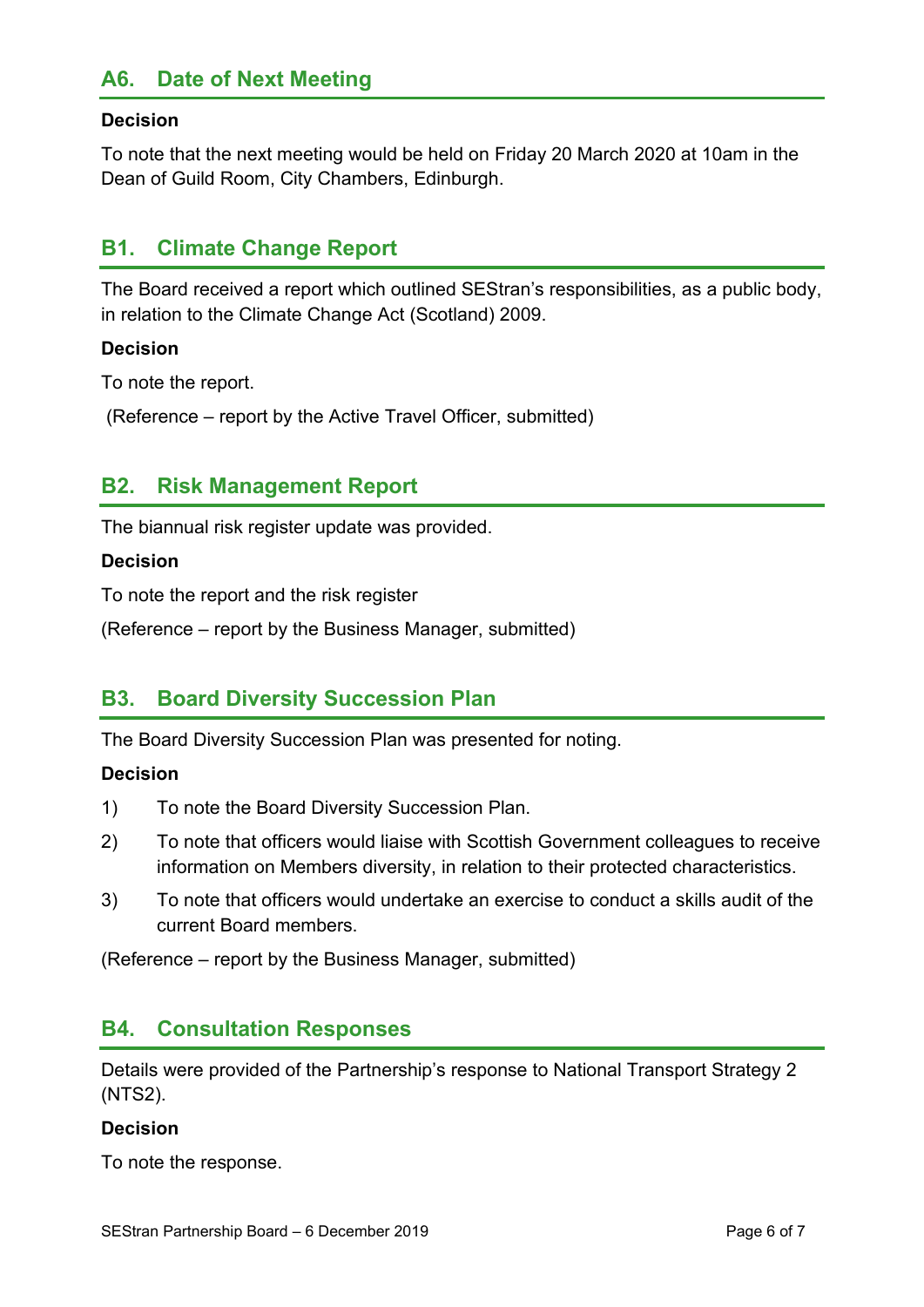## A6. Date of Next Meeting

**Decision**

To note that the next meeting would be held on Friday 20 March 2020 at 10am in the Dean of Guild Room, City Chambers, Edinburgh.

## B1. Climate Change Report

The Board received a report which outlined SEStran's responsibilities, as a public body, in relation to the Climate Change Act (Scotland) 2009.

**Decision**

To note the report.

(Reference – report by the Active Travel Officer, submitted)

## B2. Risk Management Report

The biannual risk register update was provided.

**Decision**

To note the report and the risk register

(Reference – report by the Business Manager, submitted)

## B3. Board Diversity Succession Plan

The Board Diversity Succession Plan was presented for noting.

**Decision**

1) To note the Board Diversity Succession Plan.
2) To note that officers would liaise with Scottish Government colleagues to receive information on Members diversity, in relation to their protected characteristics.
3) To note that officers would undertake an exercise to conduct a skills audit of the current Board members.

(Reference – report by the Business Manager, submitted)

## B4. Consultation Responses

Details were provided of the Partnership's response to National Transport Strategy 2 (NTS2).

**Decision**

To note the response.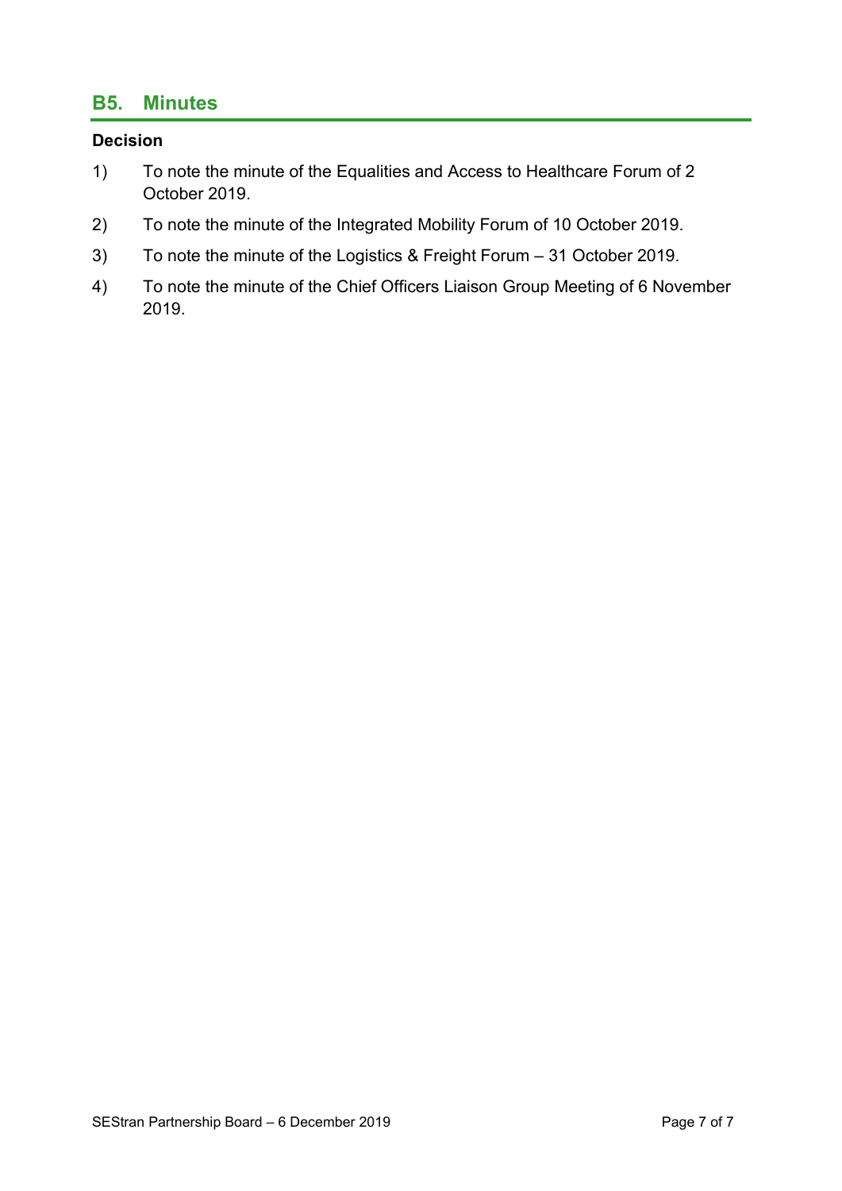## B5. Minutes

**Decision**

1) To note the minute of the Equalities and Access to Healthcare Forum of 2 October 2019.

2) To note the minute of the Integrated Mobility Forum of 10 October 2019.

3) To note the minute of the Logistics & Freight Forum – 31 October 2019.

4) To note the minute of the Chief Officers Liaison Group Meeting of 6 November 2019.